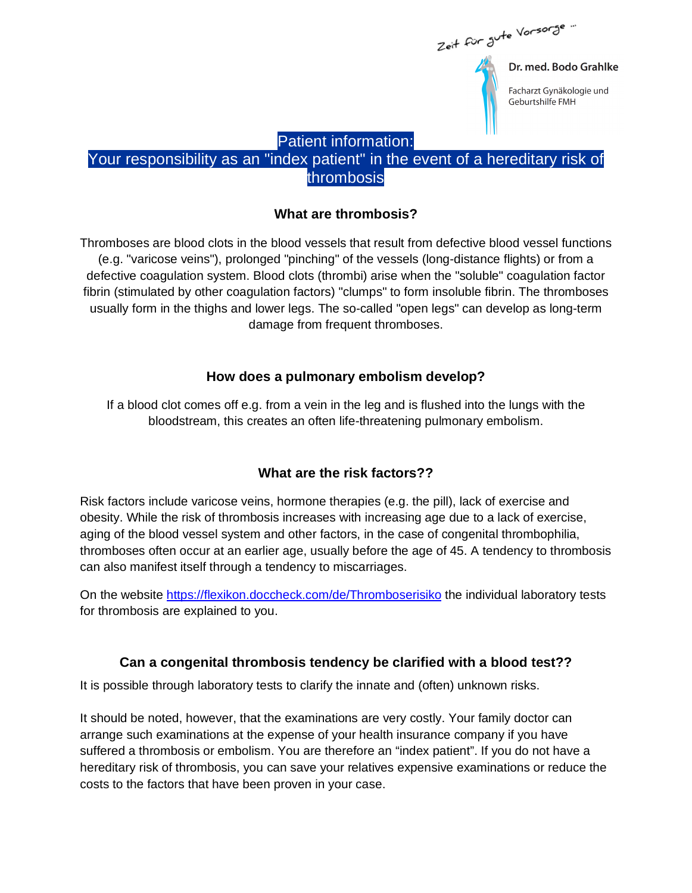Zeit für gute Vorsorge ...

**Dr. med. Bodo Grahlke**

Facharzt Gynäkologie und Geburtshilfe FMH

# Patient information: Your responsibility as an "index patient" in the event of a hereditary risk of thrombosis

### What are thrombosis?

Thromboses are blood clots in the blood vessels that result from defective blood vessel functions (e.g. "varicose veins"), prolonged "pinching" of the vessels (long-distance flights) or from a defective coagulation system. Blood clots (thrombi) arise when the "soluble" coagulation factor fibrin (stimulated by other coagulation factors) "clumps" to form insoluble fibrin. The thromboses usually form in the thighs and lower legs. The so-called "open legs" can develop as long-term damage from frequent thromboses.

### How does a pulmonary embolism develop?

If a blood clot comes off e.g. from a vein in the leg and is flushed into the lungs with the bloodstream, this creates an often life-threatening pulmonary embolism.

### What are the risk factors??

Risk factors include varicose veins, hormone therapies (e.g. the pill), lack of exercise and obesity. While the risk of thrombosis increases with increasing age due to a lack of exercise, aging of the blood vessel system and other factors, in the case of congenital thrombophilia, thromboses often occur at an earlier age, usually before the age of 45. A tendency to thrombosis can also manifest itself through a tendency to miscarriages.

On the website [https://flexikon.doccheck.com/de/Thromboserisiko](https://flexikon.doccheck.com/de/Thromboserisiko) the individual laboratory tests for thrombosis are explained to you.

### Can a congenital thrombosis tendency be clarified with a blood test??

It is possible through laboratory tests to clarify the innate and (often) unknown risks.

It should be noted, however, that the examinations are very costly. Your family doctor can arrange such examinations at the expense of your health insurance company if you have suffered a thrombosis or embolism. You are therefore an "index patient". If you do not have a hereditary risk of thrombosis, you can save your relatives expensive examinations or reduce the costs to the factors that have been proven in your case.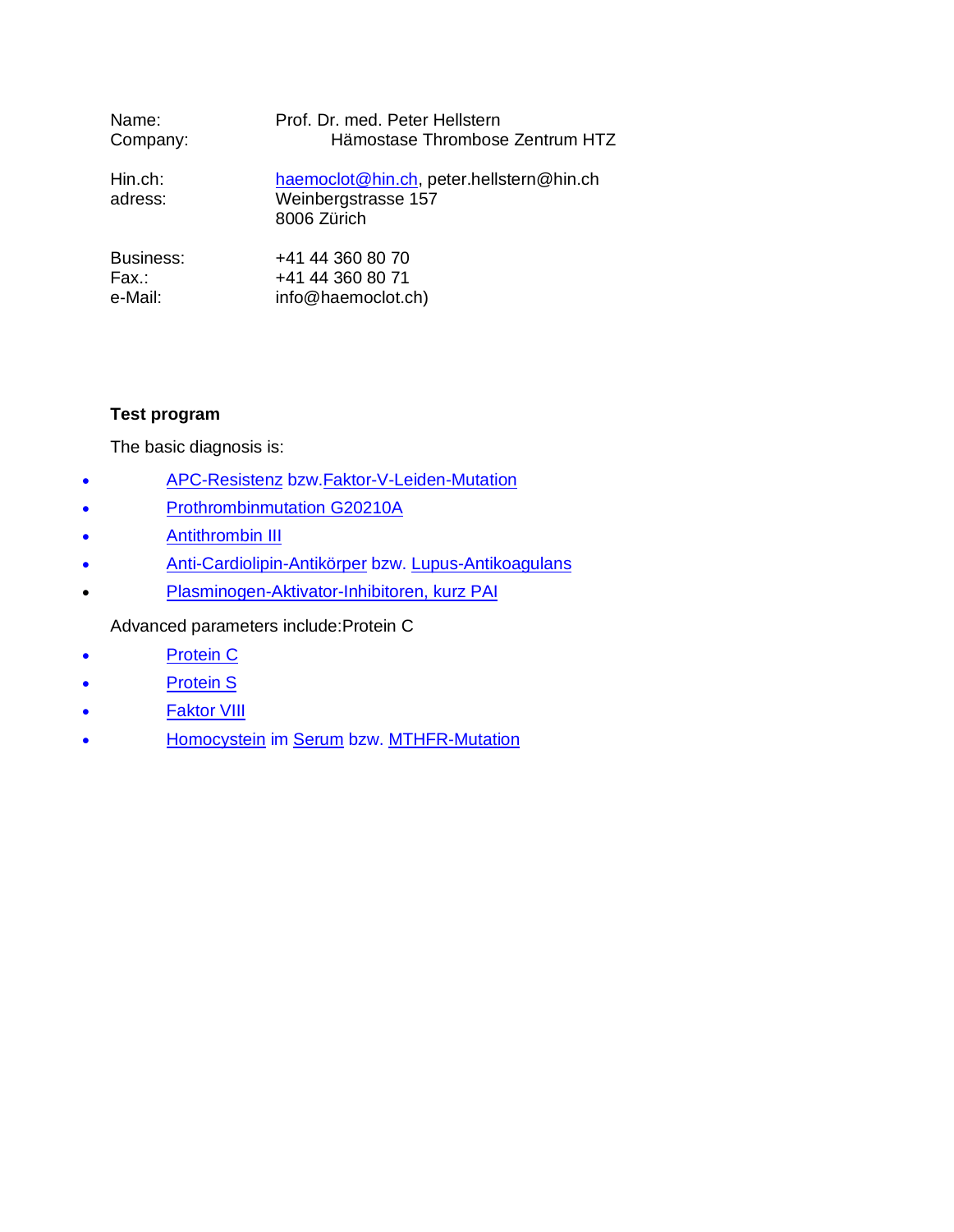Name: Prof. Dr. med. Peter Hellstern  
Company: Hämostase Thrombose Zentrum HTZ

Hin.ch: haemoclot@hin.ch, peter.hellstern@hin.ch  
adress: Weinbergstrasse 157  
8006 Zürich

Business: +41 44 360 80 70  
Fax.: +41 44 360 80 71  
e-Mail: info@haemoclot.ch)

**Test program**

The basic diagnosis is:

- APC-Resistenz bzw.Faktor-V-Leiden-Mutation
- Prothrombinmutation G20210A
- Antithrombin III
- Anti-Cardiolipin-Antikörper bzw. Lupus-Antikoagulans
- Plasminogen-Aktivator-Inhibitoren, kurz PAI

Advanced parameters include:Protein C

- Protein C
- Protein S
- Faktor VIII
- Homocystein im Serum bzw. MTHFR-Mutation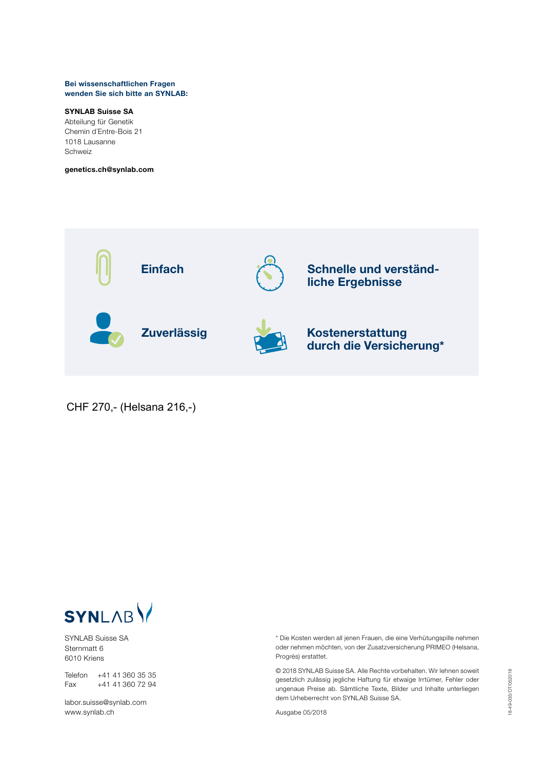**Bei wissenschaftlichen Fragen wenden Sie sich bitte an SYNLAB:**

**SYNLAB Suisse SA**
Abteilung für Genetik
Chemin d´Entre-Bois 21
1018 Lausanne
Schweiz

**genetics.ch@synlab.com**

**Einfach**

**Schnelle und verständliche Ergebnisse**

**Zuverlässig**

**Kostenerstattung durch die Versicherung***

CHF 270,- (Helsana 216,-)

SYNLAB

SYNLAB Suisse SA
Sternmatt 6
6010 Kriens

Telefon +41 41 360 35 35
Fax +41 41 360 72 94

labor.suisse@synlab.com
www.synlab.ch

* Die Kosten werden all jenen Frauen, die eine Verhütungspille nehmen oder nehmen möchten, von der Zusatzversicherung PRIMEO (Helsana, Progrès) erstattet.

© 2018 SYNLAB Suisse SA. Alle Rechte vorbehalten. Wir lehnen soweit gesetzlich zulässig jegliche Haftung für etwaige Irrtümer, Fehler oder ungenaue Preise ab. Sämtliche Texte, Bilder und Inhalte unterliegen dem Urheberrecht von SYNLAB Suisse SA.

Ausgabe 05/2018

18-49-035/DT/052018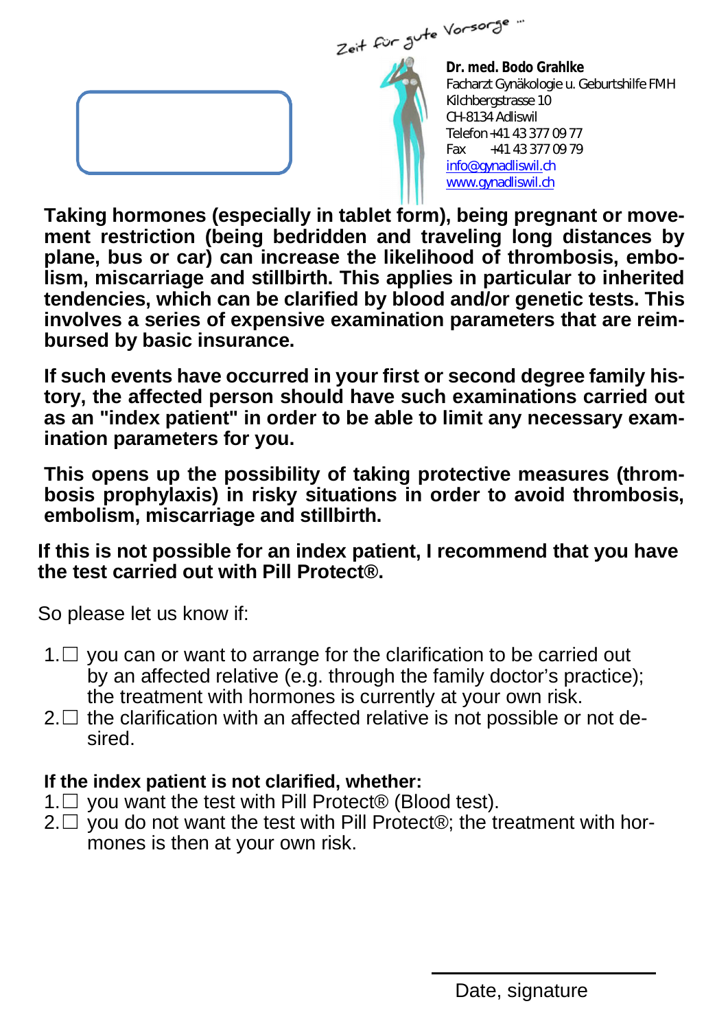Zeit für gute Vorsorge ...

**Dr. med. Bodo Grahlke**
Facharzt Gynäkologie u. Geburtshilfe FMH
Kilchbergstrasse 10
CH-8134 Adliswil
Telefon +41 43 377 09 77
Fax +41 43 377 09 79
info@gynadliswil.ch
www.gynadliswil.ch

**Taking hormones (especially in tablet form), being pregnant or movement restriction (being bedridden and traveling long distances by plane, bus or car) can increase the likelihood of thrombosis, embolism, miscarriage and stillbirth. This applies in particular to inherited tendencies, which can be clarified by blood and/or genetic tests. This involves a series of expensive examination parameters that are reimbursed by basic insurance.**

**If such events have occurred in your first or second degree family history, the affected person should have such examinations carried out as an "index patient" in order to be able to limit any necessary examination parameters for you.**

**This opens up the possibility of taking protective measures (thrombosis prophylaxis) in risky situations in order to avoid thrombosis, embolism, miscarriage and stillbirth.**

**If this is not possible for an index patient, I recommend that you have the test carried out with Pill Protect®.**

So please let us know if:

1. ☐ you can or want to arrange for the clarification to be carried out by an affected relative (e.g. through the family doctor's practice); the treatment with hormones is currently at your own risk.
2. ☐ the clarification with an affected relative is not possible or not desired.

**If the index patient is not clarified, whether:**

1. ☐ you want the test with Pill Protect® (Blood test).
2. ☐ you do not want the test with Pill Protect®; the treatment with hormones is then at your own risk.

Date, signature